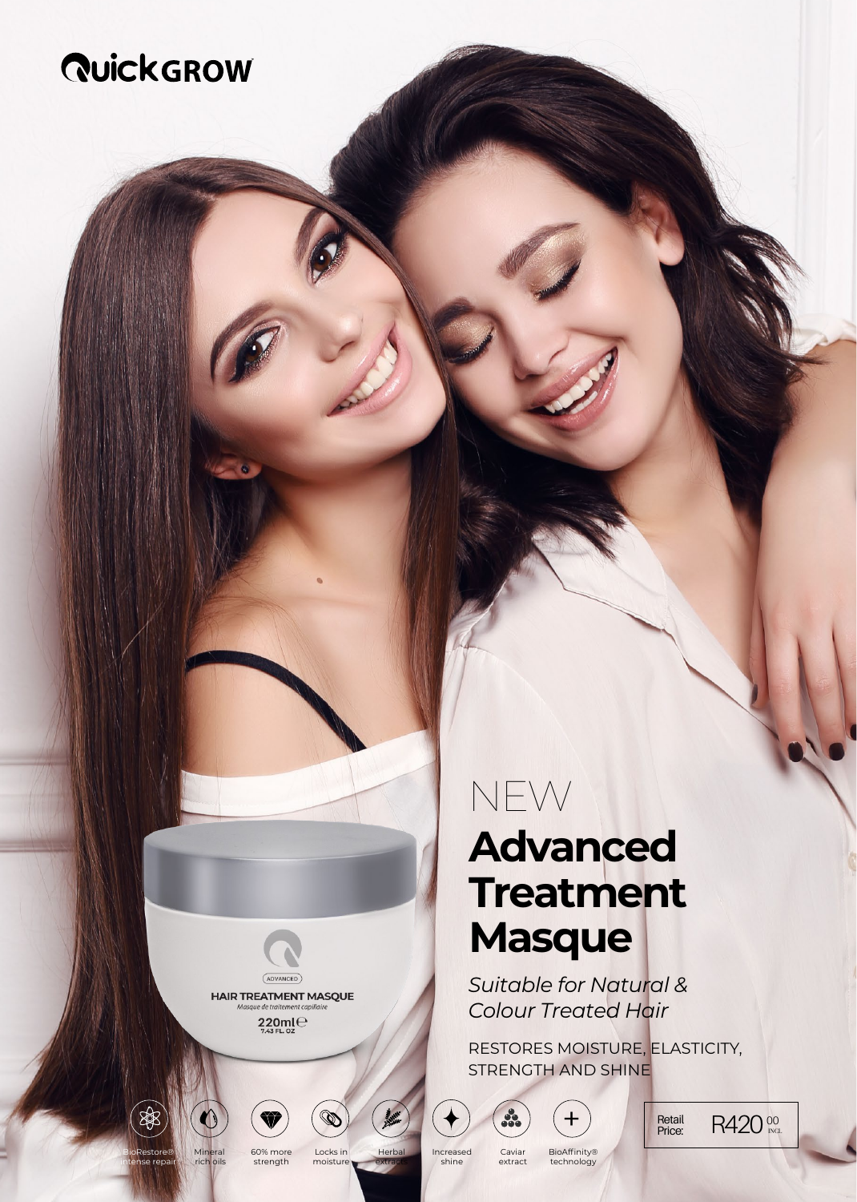# QuickGROW

NEW

## Advanced Treatment Masque

*Suitable for Natural & Colour Treated Hair*

RESTORES MOISTURE, ELASTICITY, STRENGTH AND SHINE

- BioRestore® intense repair
- Mineral rich oils
- 60% more strength
- Locks in moisture
- Herbal extracts
- Increased shine
- Caviar extract
- BioAffinity® technology

Retail Price: R420 00 INCL.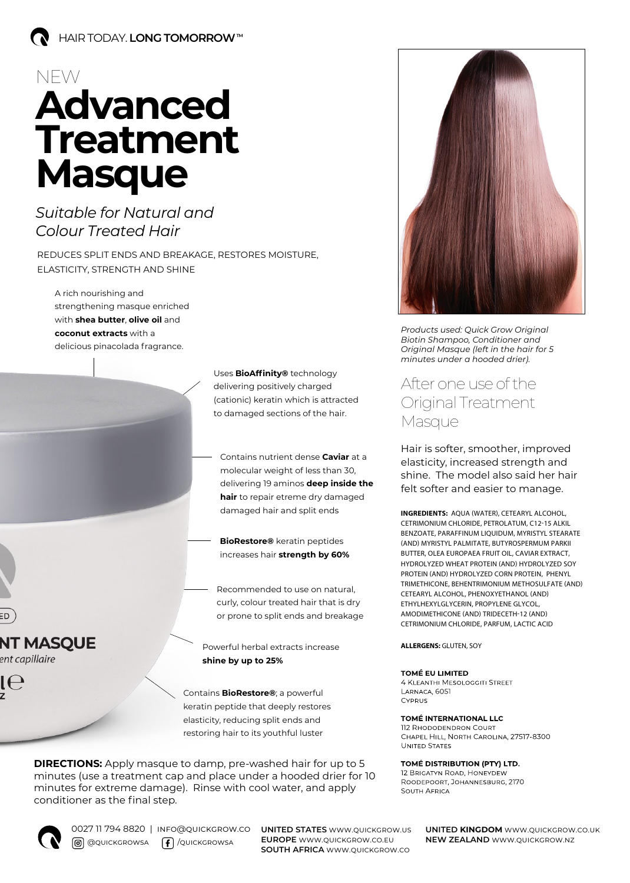HAIR TODAY. **LONG TOMORROW™**

NEW

# Advanced Treatment Masque

*Suitable for Natural and Colour Treated Hair*

REDUCES SPLIT ENDS AND BREAKAGE, RESTORES MOISTURE, ELASTICITY, STRENGTH AND SHINE

A rich nourishing and strengthening masque enriched with **shea butter**, **olive oil** and **coconut extracts** with a delicious pinacolada fragrance.

Uses **BioAffinity®** technology delivering positively charged (cationic) keratin which is attracted to damaged sections of the hair.

Contains nutrient dense **Caviar** at a molecular weight of less than 30, delivering 19 aminos **deep inside the hair** to repair etreme dry damaged damaged hair and split ends

**BioRestore®** keratin peptides increases hair **strength by 60%**

Recommended to use on natural, curly, colour treated hair that is dry or prone to split ends and breakage

Powerful herbal extracts increase **shine by up to 25%**

Contains **BioRestore®**; a powerful keratin peptide that deeply restores elasticity, reducing split ends and restoring hair to its youthful luster

**DIRECTIONS:** Apply masque to damp, pre-washed hair for up to 5 minutes (use a treatment cap and place under a hooded drier for 10 minutes for extreme damage). Rinse with cool water, and apply conditioner as the final step.

*Products used: Quick Grow Original Biotin Shampoo, Conditioner and Original Masque (left in the hair for 5 minutes under a hooded drier).*

## After one use of the Original Treatment Masque

Hair is softer, smoother, improved elasticity, increased strength and shine. The model also said her hair felt softer and easier to manage.

**INGREDIENTS:** AQUA (WATER), CETEARYL ALCOHOL, CETRIMONIUM CHLORIDE, PETROLATUM, C12-15 ALKIL BENZOATE, PARAFFINUM LIQUIDUM, MYRISTYL STEARATE (AND) MYRISTYL PALMITATE, BUTYROSPERMUM PARKII BUTTER, OLEA EUROPAEA FRUIT OIL, CAVIAR EXTRACT, HYDROLYZED WHEAT PROTEIN (AND) HYDROLYZED SOY PROTEIN (AND) HYDROLYZED CORN PROTEIN, PHENYL TRIMETHICONE, BEHENTRIMONIUM METHOSULFATE (AND) CETEARYL ALCOHOL, PHENOXYETHANOL (AND) ETHYLHEXYLGLYCERIN, PROPYLENE GLYCOL, AMODIMETHICONE (AND) TRIDECETH-12 (AND) CETRIMONIUM CHLORIDE, PARFUM, LACTIC ACID

**ALLERGENS:** GLUTEN, SOY

**TOMÉ EU LIMITED**
4 Kleanthi Mesologgiti Street
Larnaca, 6051
Cyprus

**TOMÉ INTERNATIONAL LLC**
112 Rhododendron Court
Chapel Hill, North Carolina, 27517-8300
United States

**TOMÉ DISTRIBUTION (PTY) LTD.**
12 Brigatyn Road, Honeydew
Roodepoort, Johannesburg, 2170
South Africa

0027 11 794 8820 | INFO@QUICKGROW.CO
@QUICKGROWSA | /QUICKGROWSA

**UNITED STATES** WWW.QUICKGROW.US
**EUROPE** WWW.QUICKGROW.CO.EU
**SOUTH AFRICA** WWW.QUICKGROW.CO
**UNITED KINGDOM** WWW.QUICKGROW.CO.UK
**NEW ZEALAND** WWW.QUICKGROW.NZ